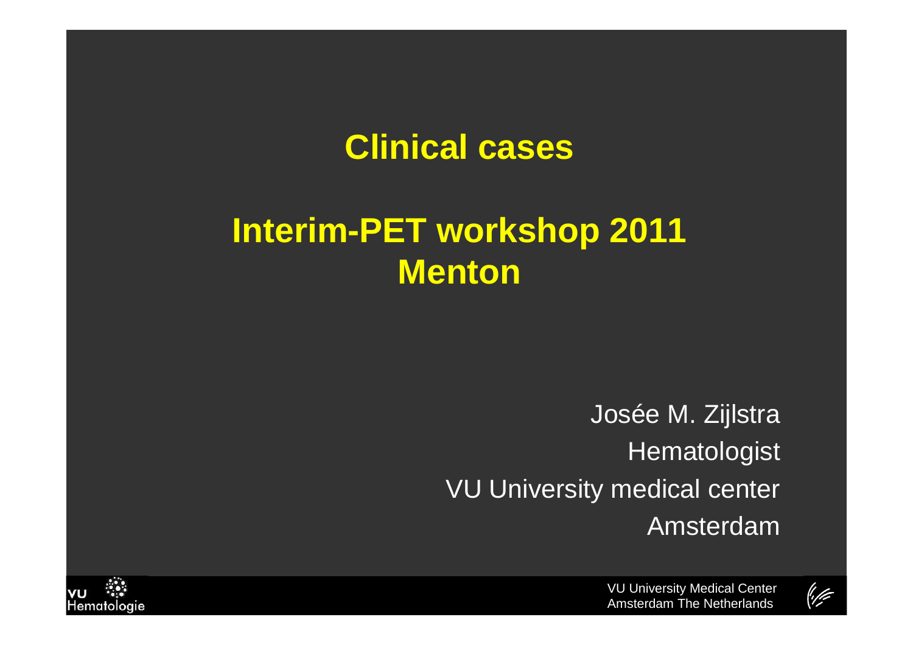# Clinical cases

# Interim-PET workshop 2011
# Menton

Josée M. Zijlstra
Hematologist
VU University medical center
Amsterdam

VU Hematologie

VU University Medical Center
Amsterdam The Netherlands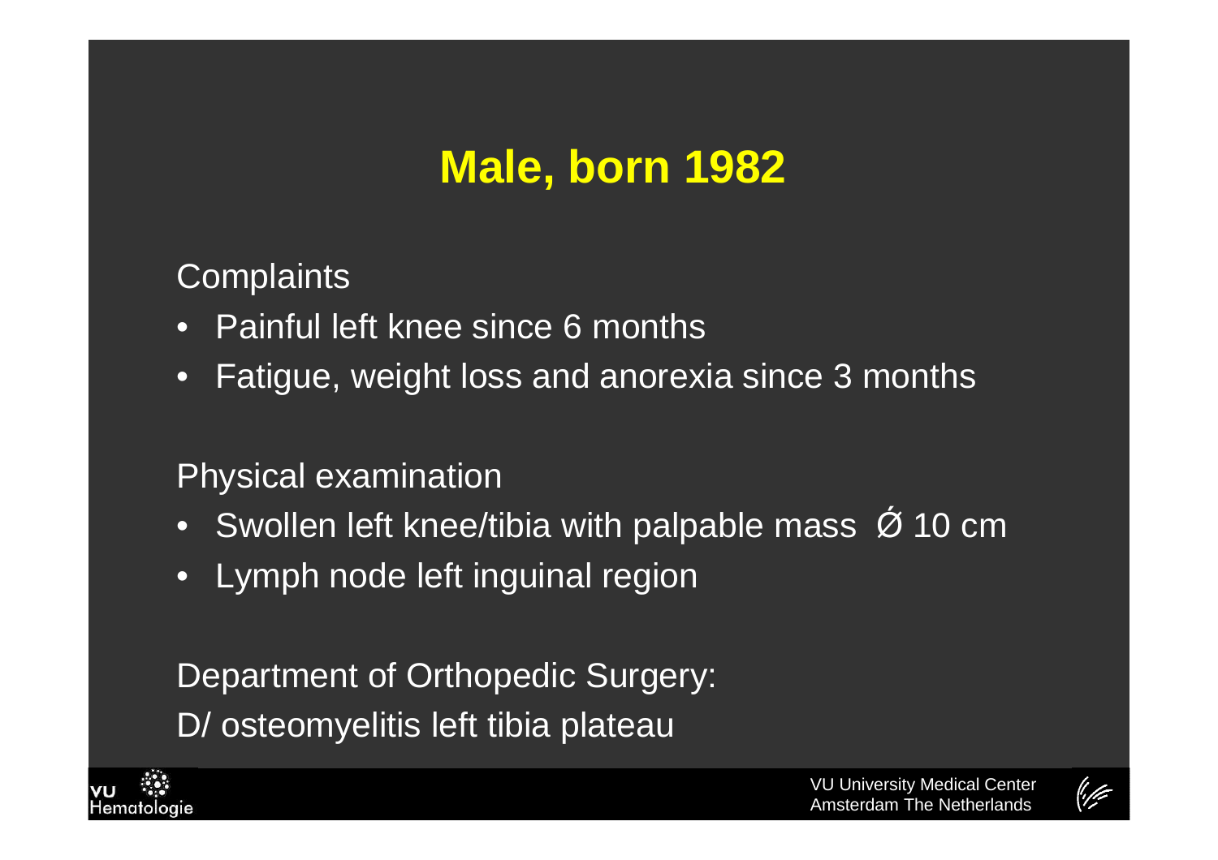# Male, born 1982

Complaints

- Painful left knee since 6 months
- Fatigue, weight loss and anorexia since 3 months

Physical examination

- Swollen left knee/tibia with palpable mass Ø 10 cm
- Lymph node left inguinal region

Department of Orthopedic Surgery:

D/ osteomyelitis left tibia plateau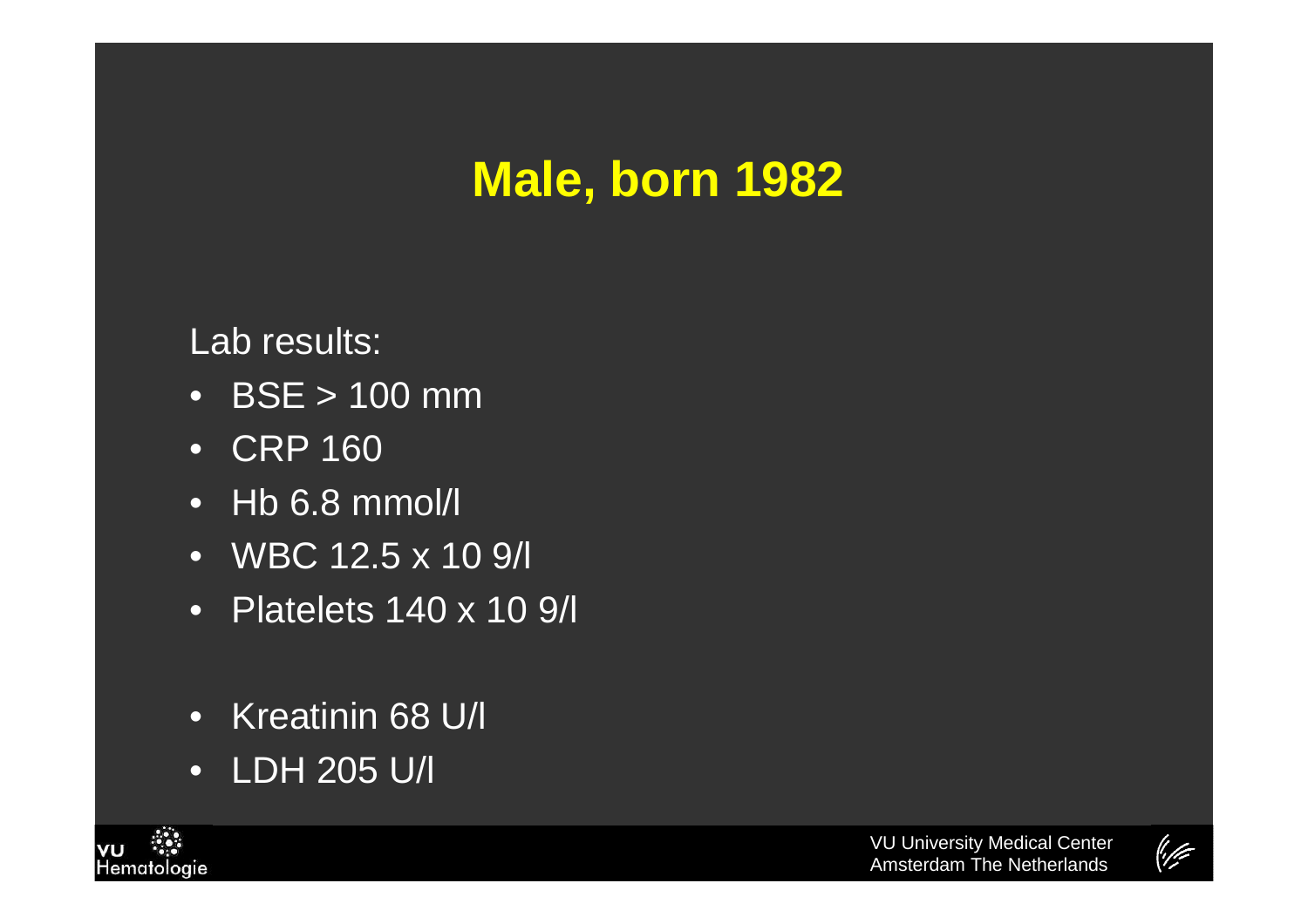# Male, born 1982

Lab results:

- BSE > 100 mm
- CRP 160
- Hb 6.8 mmol/l
- WBC 12.5 x 10 9/l
- Platelets 140 x 10 9/l

- Kreatinin 68 U/l
- LDH 205 U/l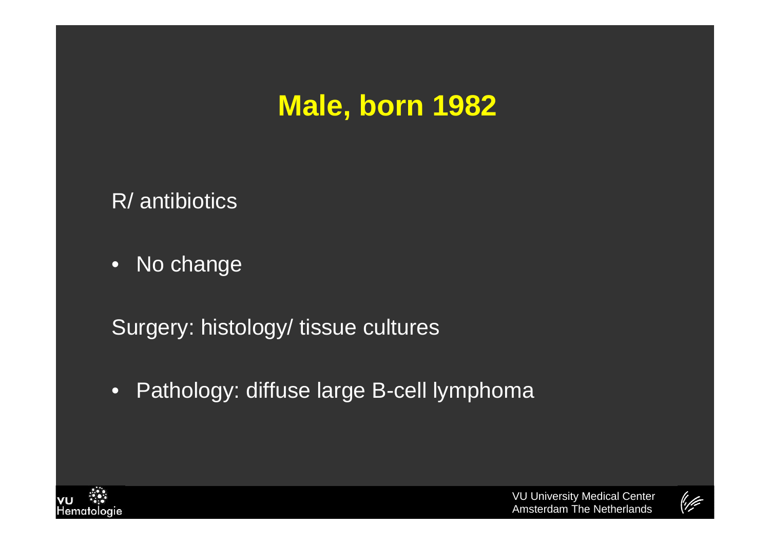# Male, born 1982

R/ antibiotics

- No change

Surgery: histology/ tissue cultures

- Pathology: diffuse large B-cell lymphoma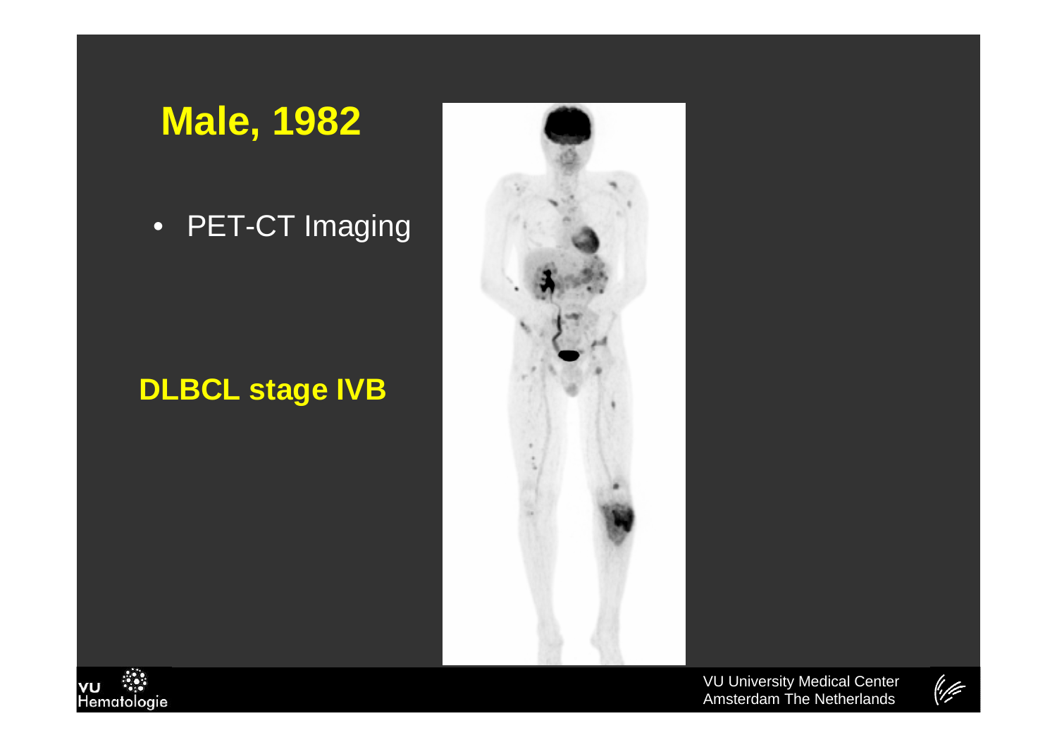# Male, 1982

- PET-CT Imaging

**DLBCL stage IVB**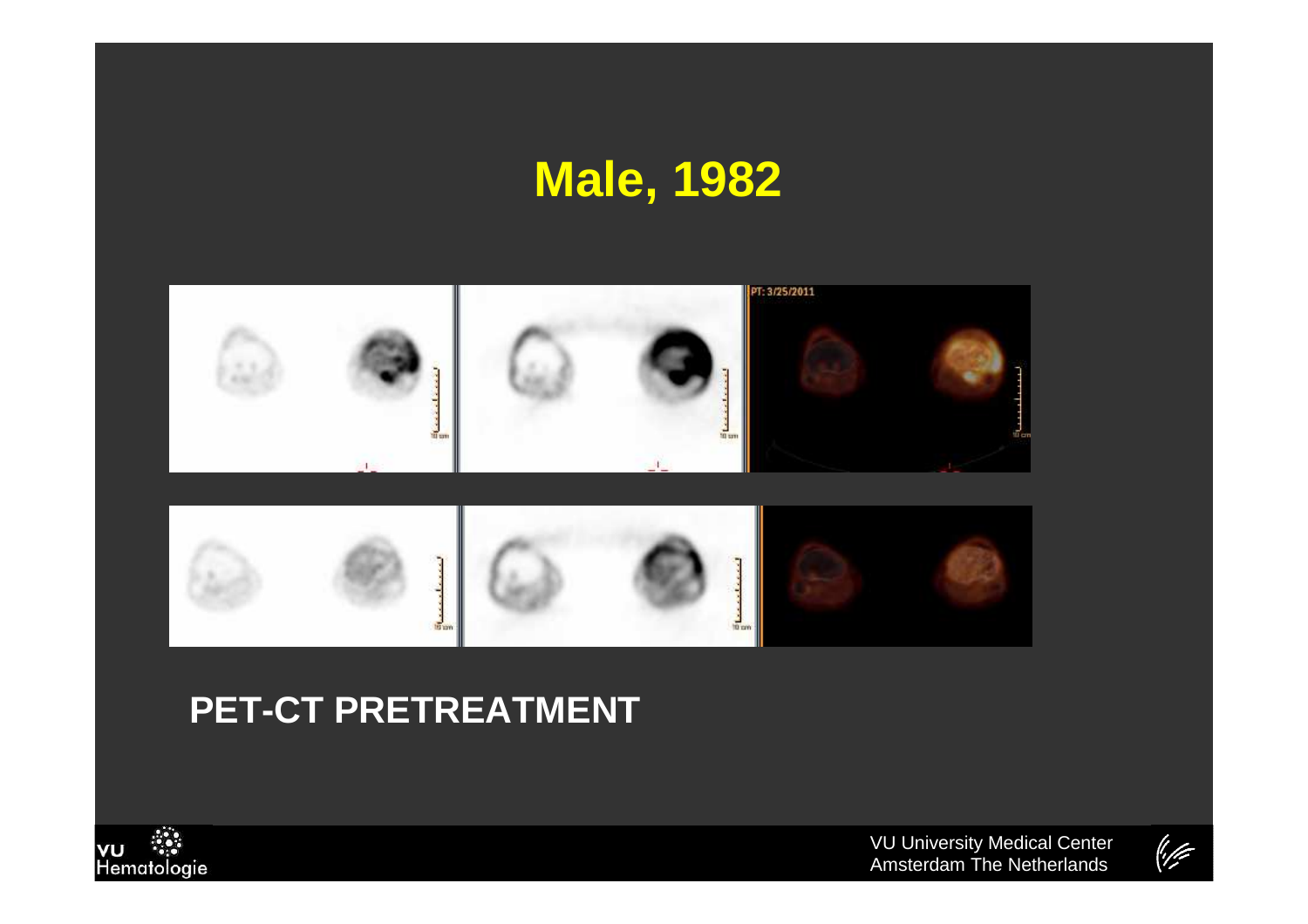# Male, 1982

## PET-CT PRETREATMENT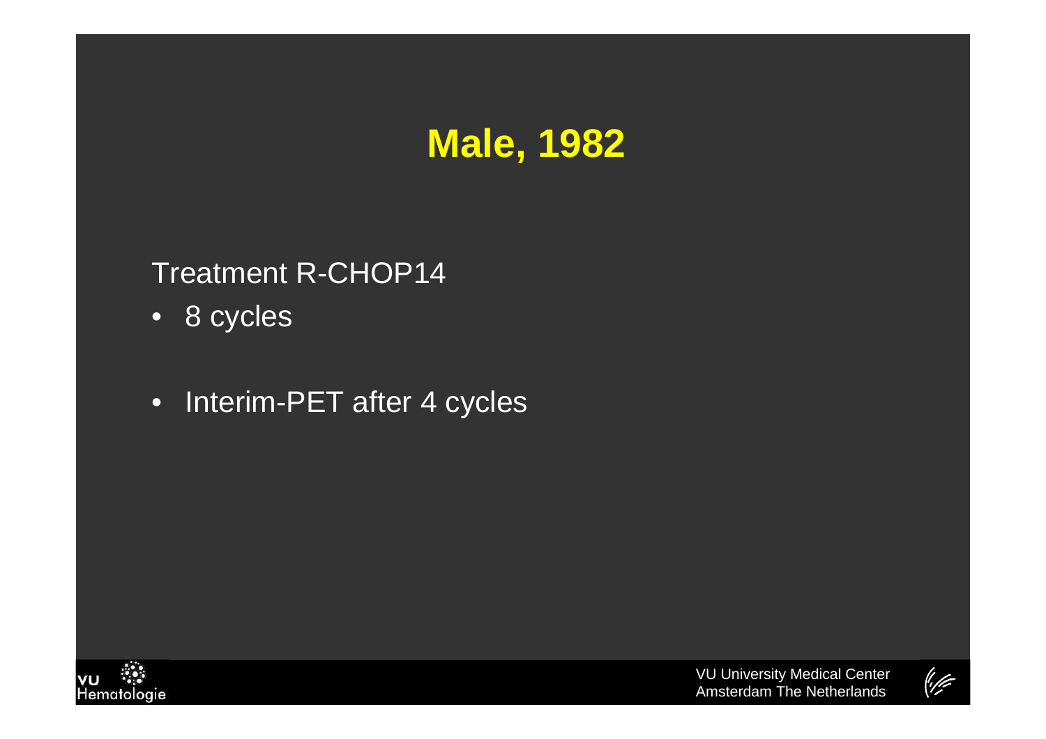# Male, 1982

Treatment R-CHOP14

- 8 cycles

- Interim-PET after 4 cycles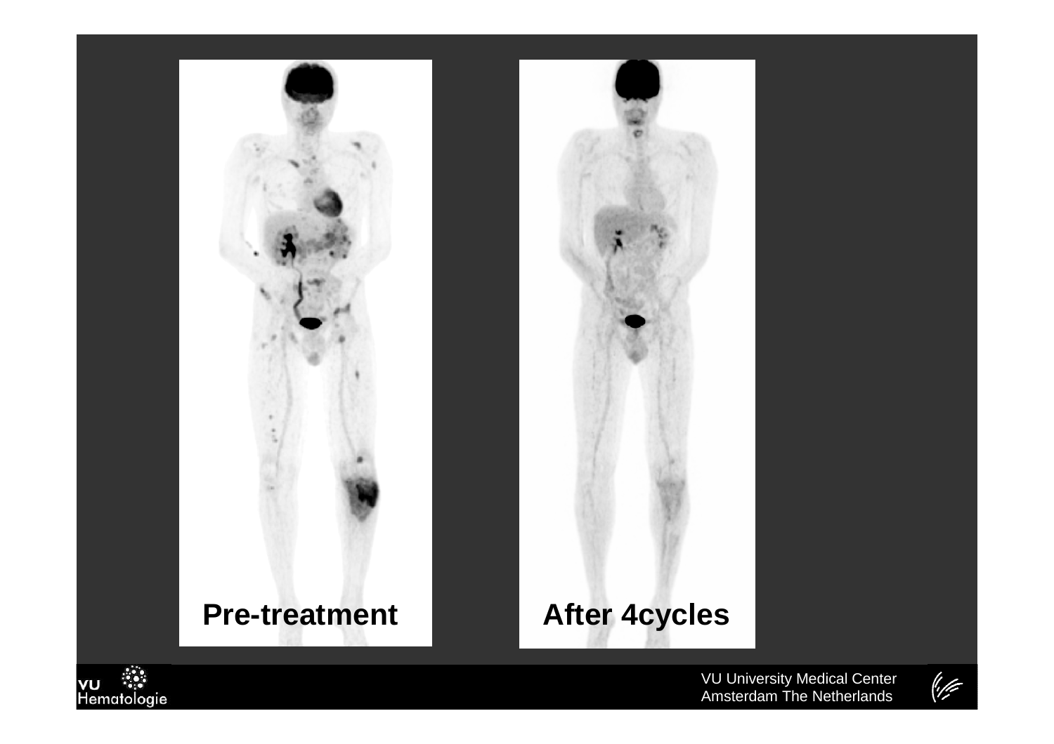Pre-treatment

After 4cycles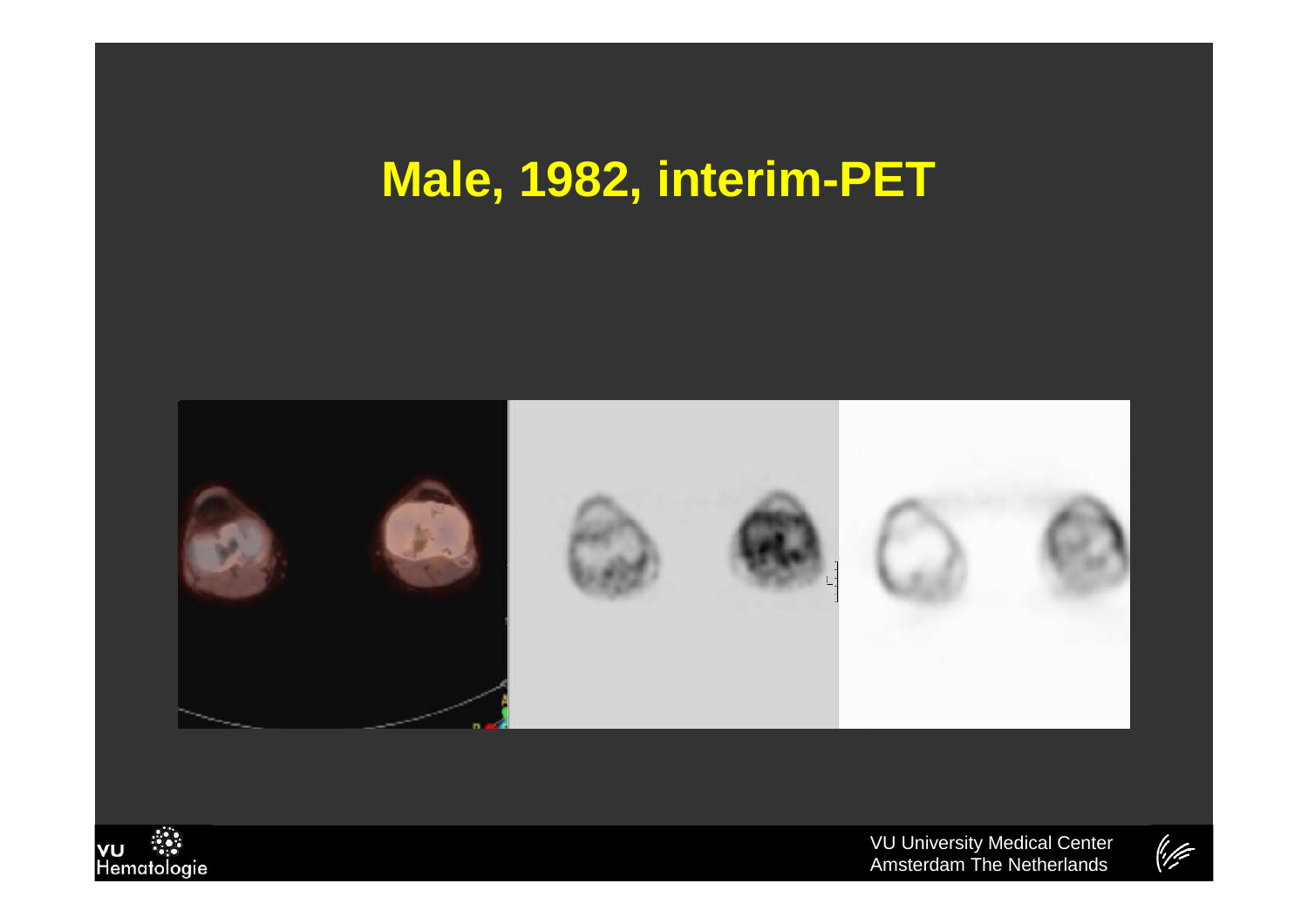# Male, 1982, interim-PET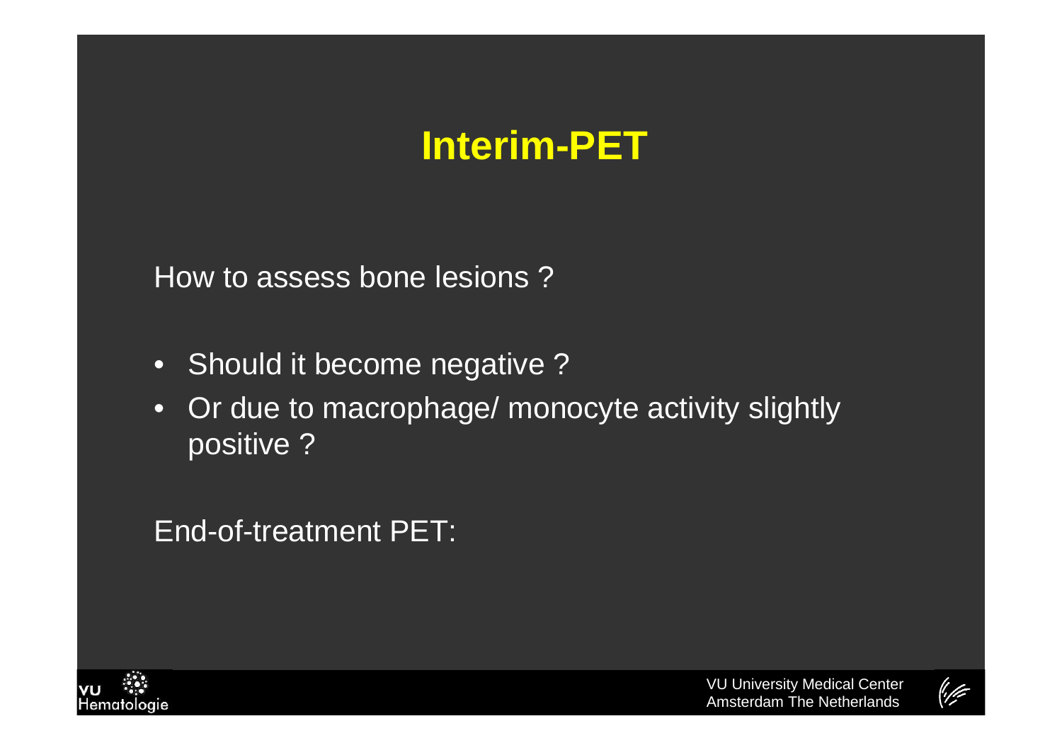# Interim-PET

How to assess bone lesions ?

- Should it become negative ?
- Or due to macrophage/ monocyte activity slightly positive ?

End-of-treatment PET: